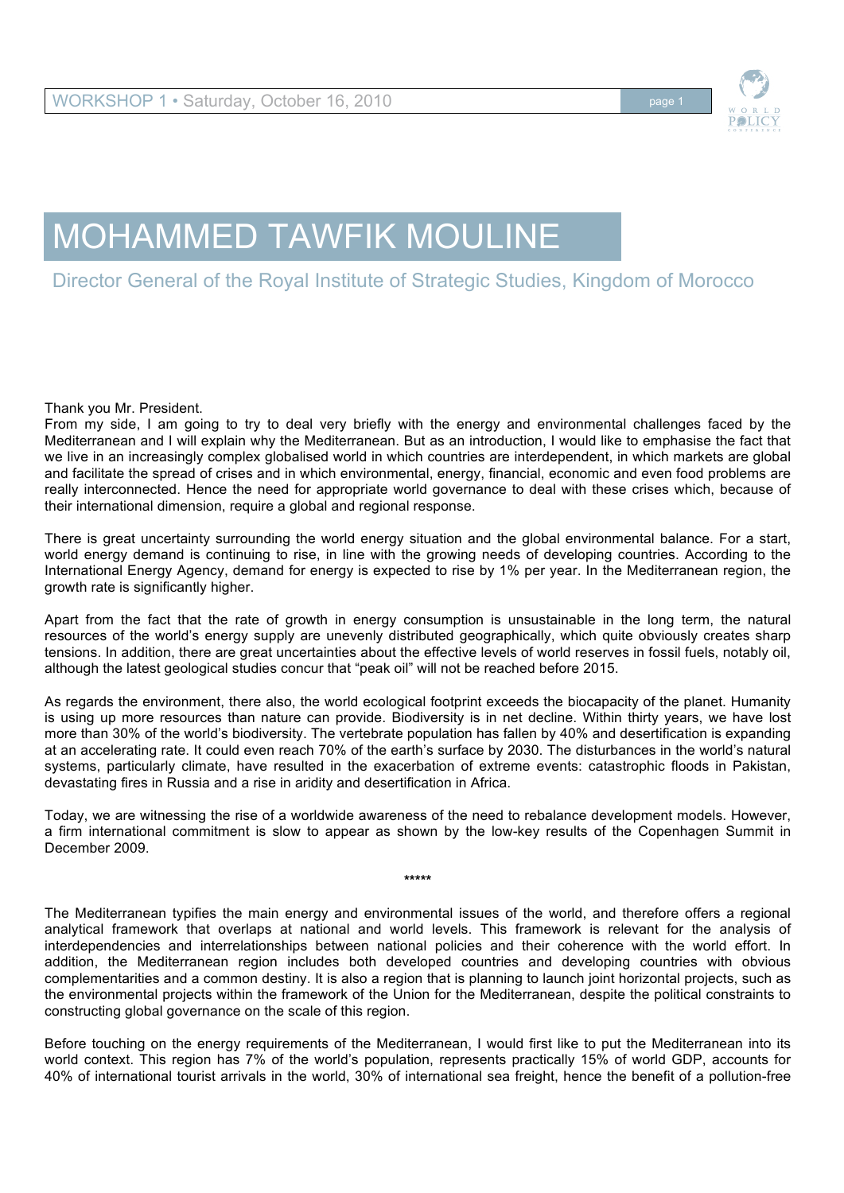# MOHAMMED TAWFIK MOULINE

## Director General of the Royal Institute of Strategic Studies, Kingdom of Morocco

Thank you Mr. President.

From my side, I am going to try to deal very briefly with the energy and environmental challenges faced by the Mediterranean and I will explain why the Mediterranean. But as an introduction, I would like to emphasise the fact that we live in an increasingly complex globalised world in which countries are interdependent, in which markets are global and facilitate the spread of crises and in which environmental, energy, financial, economic and even food problems are really interconnected. Hence the need for appropriate world governance to deal with these crises which, because of their international dimension, require a global and regional response.

There is great uncertainty surrounding the world energy situation and the global environmental balance. For a start, world energy demand is continuing to rise, in line with the growing needs of developing countries. According to the International Energy Agency, demand for energy is expected to rise by 1% per year. In the Mediterranean region, the growth rate is significantly higher.

Apart from the fact that the rate of growth in energy consumption is unsustainable in the long term, the natural resources of the world's energy supply are unevenly distributed geographically, which quite obviously creates sharp tensions. In addition, there are great uncertainties about the effective levels of world reserves in fossil fuels, notably oil, although the latest geological studies concur that "peak oil" will not be reached before 2015.

As regards the environment, there also, the world ecological footprint exceeds the biocapacity of the planet. Humanity is using up more resources than nature can provide. Biodiversity is in net decline. Within thirty years, we have lost more than 30% of the world's biodiversity. The vertebrate population has fallen by 40% and desertification is expanding at an accelerating rate. It could even reach 70% of the earth's surface by 2030. The disturbances in the world's natural systems, particularly climate, have resulted in the exacerbation of extreme events: catastrophic floods in Pakistan, devastating fires in Russia and a rise in aridity and desertification in Africa.

Today, we are witnessing the rise of a worldwide awareness of the need to rebalance development models. However, a firm international commitment is slow to appear as shown by the low-key results of the Copenhagen Summit in December 2009.

*****

The Mediterranean typifies the main energy and environmental issues of the world, and therefore offers a regional analytical framework that overlaps at national and world levels. This framework is relevant for the analysis of interdependencies and interrelationships between national policies and their coherence with the world effort. In addition, the Mediterranean region includes both developed countries and developing countries with obvious complementarities and a common destiny. It is also a region that is planning to launch joint horizontal projects, such as the environmental projects within the framework of the Union for the Mediterranean, despite the political constraints to constructing global governance on the scale of this region.

Before touching on the energy requirements of the Mediterranean, I would first like to put the Mediterranean into its world context. This region has 7% of the world's population, represents practically 15% of world GDP, accounts for 40% of international tourist arrivals in the world, 30% of international sea freight, hence the benefit of a pollution-free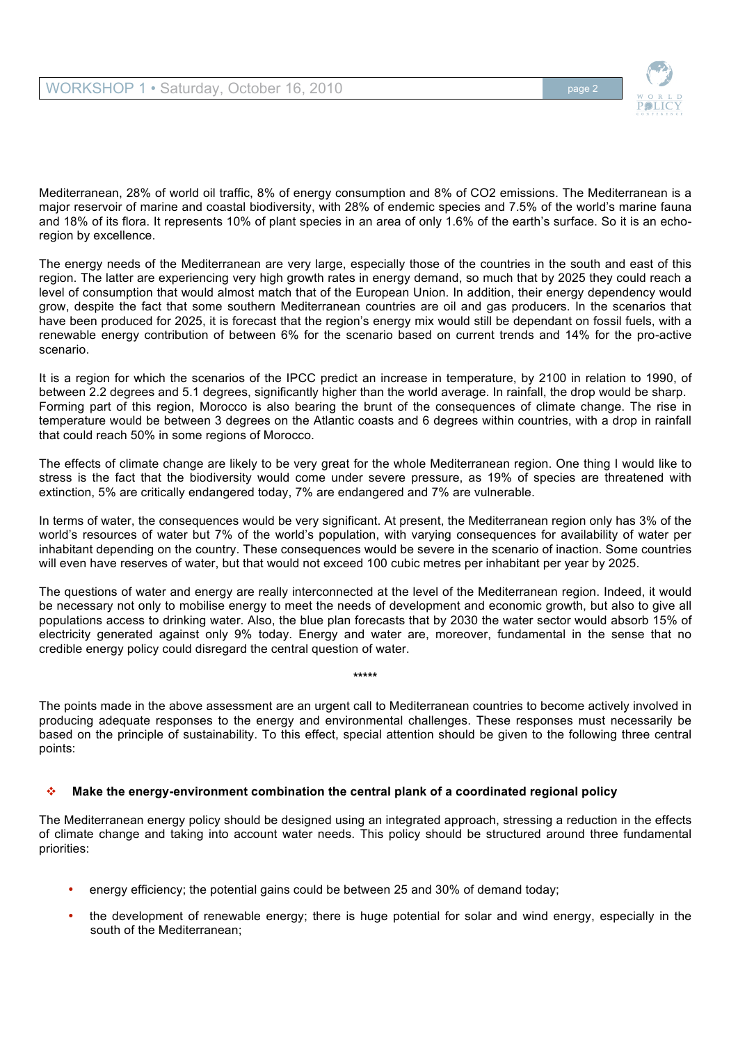Mediterranean, 28% of world oil traffic, 8% of energy consumption and 8% of $CO_2$ emissions. The Mediterranean is a major reservoir of marine and coastal biodiversity, with 28% of endemic species and 7.5% of the world's marine fauna and 18% of its flora. It represents 10% of plant species in an area of only 1.6% of the earth's surface. So it is an echo-region by excellence.

The energy needs of the Mediterranean are very large, especially those of the countries in the south and east of this region. The latter are experiencing very high growth rates in energy demand, so much that by 2025 they could reach a level of consumption that would almost match that of the European Union. In addition, their energy dependency would grow, despite the fact that some southern Mediterranean countries are oil and gas producers. In the scenarios that have been produced for 2025, it is forecast that the region's energy mix would still be dependant on fossil fuels, with a renewable energy contribution of between 6% for the scenario based on current trends and 14% for the pro-active scenario.

It is a region for which the scenarios of the IPCC predict an increase in temperature, by 2100 in relation to 1990, of between 2.2 degrees and 5.1 degrees, significantly higher than the world average. In rainfall, the drop would be sharp. Forming part of this region, Morocco is also bearing the brunt of the consequences of climate change. The rise in temperature would be between 3 degrees on the Atlantic coasts and 6 degrees within countries, with a drop in rainfall that could reach 50% in some regions of Morocco.

The effects of climate change are likely to be very great for the whole Mediterranean region. One thing I would like to stress is the fact that the biodiversity would come under severe pressure, as 19% of species are threatened with extinction, 5% are critically endangered today, 7% are endangered and 7% are vulnerable.

In terms of water, the consequences would be very significant. At present, the Mediterranean region only has 3% of the world's resources of water but 7% of the world's population, with varying consequences for availability of water per inhabitant depending on the country. These consequences would be severe in the scenario of inaction. Some countries will even have reserves of water, but that would not exceed 100 cubic metres per inhabitant per year by 2025.

The questions of water and energy are really interconnected at the level of the Mediterranean region. Indeed, it would be necessary not only to mobilise energy to meet the needs of development and economic growth, but also to give all populations access to drinking water. Also, the blue plan forecasts that by 2030 the water sector would absorb 15% of electricity generated against only 9% today. Energy and water are, moreover, fundamental in the sense that no credible energy policy could disregard the central question of water.

*****

The points made in the above assessment are an urgent call to Mediterranean countries to become actively involved in producing adequate responses to the energy and environmental challenges. These responses must necessarily be based on the principle of sustainability. To this effect, special attention should be given to the following three central points:

- **Make the energy-environment combination the central plank of a coordinated regional policy**

The Mediterranean energy policy should be designed using an integrated approach, stressing a reduction in the effects of climate change and taking into account water needs. This policy should be structured around three fundamental priorities:

- energy efficiency; the potential gains could be between 25 and 30% of demand today;
- the development of renewable energy; there is huge potential for solar and wind energy, especially in the south of the Mediterranean;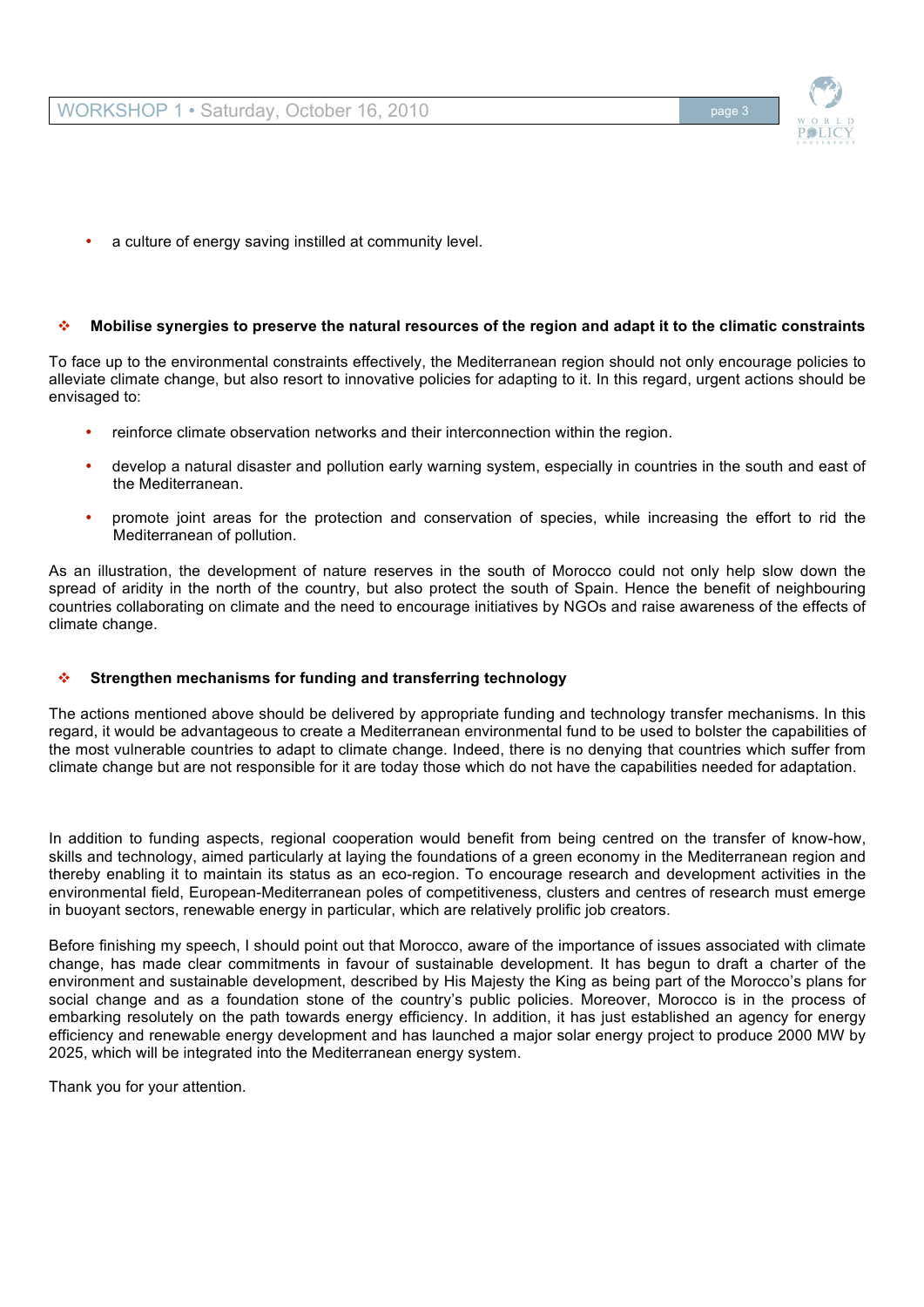- a culture of energy saving instilled at community level.

### ❖ Mobilise synergies to preserve the natural resources of the region and adapt it to the climatic constraints

To face up to the environmental constraints effectively, the Mediterranean region should not only encourage policies to alleviate climate change, but also resort to innovative policies for adapting to it. In this regard, urgent actions should be envisaged to:

- reinforce climate observation networks and their interconnection within the region.
- develop a natural disaster and pollution early warning system, especially in countries in the south and east of the Mediterranean.
- promote joint areas for the protection and conservation of species, while increasing the effort to rid the Mediterranean of pollution.

As an illustration, the development of nature reserves in the south of Morocco could not only help slow down the spread of aridity in the north of the country, but also protect the south of Spain. Hence the benefit of neighbouring countries collaborating on climate and the need to encourage initiatives by NGOs and raise awareness of the effects of climate change.

### ❖ Strengthen mechanisms for funding and transferring technology

The actions mentioned above should be delivered by appropriate funding and technology transfer mechanisms. In this regard, it would be advantageous to create a Mediterranean environmental fund to be used to bolster the capabilities of the most vulnerable countries to adapt to climate change. Indeed, there is no denying that countries which suffer from climate change but are not responsible for it are today those which do not have the capabilities needed for adaptation.

In addition to funding aspects, regional cooperation would benefit from being centred on the transfer of know-how, skills and technology, aimed particularly at laying the foundations of a green economy in the Mediterranean region and thereby enabling it to maintain its status as an eco-region. To encourage research and development activities in the environmental field, European-Mediterranean poles of competitiveness, clusters and centres of research must emerge in buoyant sectors, renewable energy in particular, which are relatively prolific job creators.

Before finishing my speech, I should point out that Morocco, aware of the importance of issues associated with climate change, has made clear commitments in favour of sustainable development. It has begun to draft a charter of the environment and sustainable development, described by His Majesty the King as being part of the Morocco's plans for social change and as a foundation stone of the country's public policies. Moreover, Morocco is in the process of embarking resolutely on the path towards energy efficiency. In addition, it has just established an agency for energy efficiency and renewable energy development and has launched a major solar energy project to produce 2000 MW by 2025, which will be integrated into the Mediterranean energy system.

Thank you for your attention.